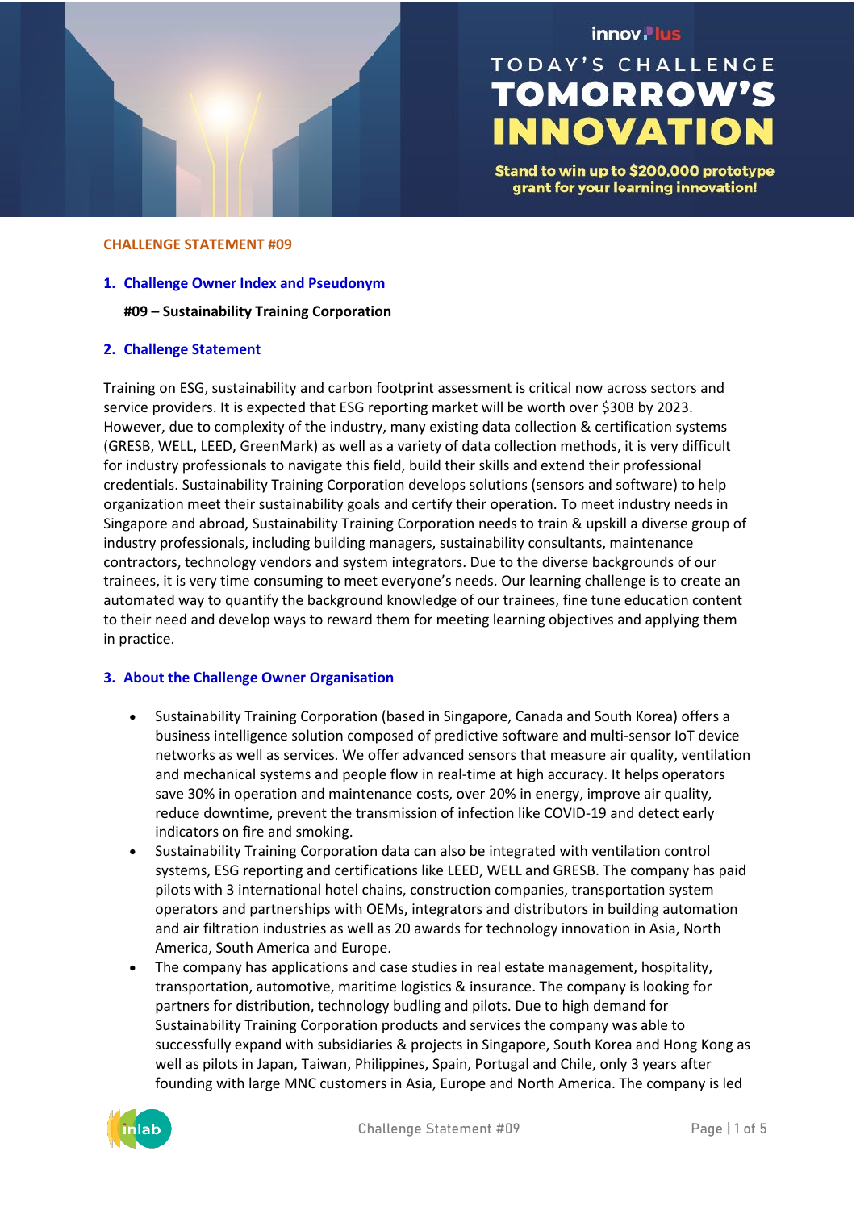innov Plus

TODAY'S CHALLENGE
# TOMORROW'S INNOVATION

**Stand to win up to $200,000 prototype grant for your learning innovation!**

**CHALLENGE STATEMENT #09**

## 1. Challenge Owner Index and Pseudonym

**#09 – Sustainability Training Corporation**

## 2. Challenge Statement

Training on ESG, sustainability and carbon footprint assessment is critical now across sectors and service providers. It is expected that ESG reporting market will be worth over $30B by 2023. However, due to complexity of the industry, many existing data collection & certification systems (GRESB, WELL, LEED, GreenMark) as well as a variety of data collection methods, it is very difficult for industry professionals to navigate this field, build their skills and extend their professional credentials. Sustainability Training Corporation develops solutions (sensors and software) to help organization meet their sustainability goals and certify their operation. To meet industry needs in Singapore and abroad, Sustainability Training Corporation needs to train & upskill a diverse group of industry professionals, including building managers, sustainability consultants, maintenance contractors, technology vendors and system integrators. Due to the diverse backgrounds of our trainees, it is very time consuming to meet everyone's needs. Our learning challenge is to create an automated way to quantify the background knowledge of our trainees, fine tune education content to their need and develop ways to reward them for meeting learning objectives and applying them in practice.

## 3. About the Challenge Owner Organisation

- Sustainability Training Corporation (based in Singapore, Canada and South Korea) offers a business intelligence solution composed of predictive software and multi-sensor IoT device networks as well as services. We offer advanced sensors that measure air quality, ventilation and mechanical systems and people flow in real-time at high accuracy. It helps operators save 30% in operation and maintenance costs, over 20% in energy, improve air quality, reduce downtime, prevent the transmission of infection like COVID-19 and detect early indicators on fire and smoking.
- Sustainability Training Corporation data can also be integrated with ventilation control systems, ESG reporting and certifications like LEED, WELL and GRESB. The company has paid pilots with 3 international hotel chains, construction companies, transportation system operators and partnerships with OEMs, integrators and distributors in building automation and air filtration industries as well as 20 awards for technology innovation in Asia, North America, South America and Europe.
- The company has applications and case studies in real estate management, hospitality, transportation, automotive, maritime logistics & insurance. The company is looking for partners for distribution, technology budling and pilots. Due to high demand for Sustainability Training Corporation products and services the company was able to successfully expand with subsidiaries & projects in Singapore, South Korea and Hong Kong as well as pilots in Japan, Taiwan, Philippines, Spain, Portugal and Chile, only 3 years after founding with large MNC customers in Asia, Europe and North America. The company is led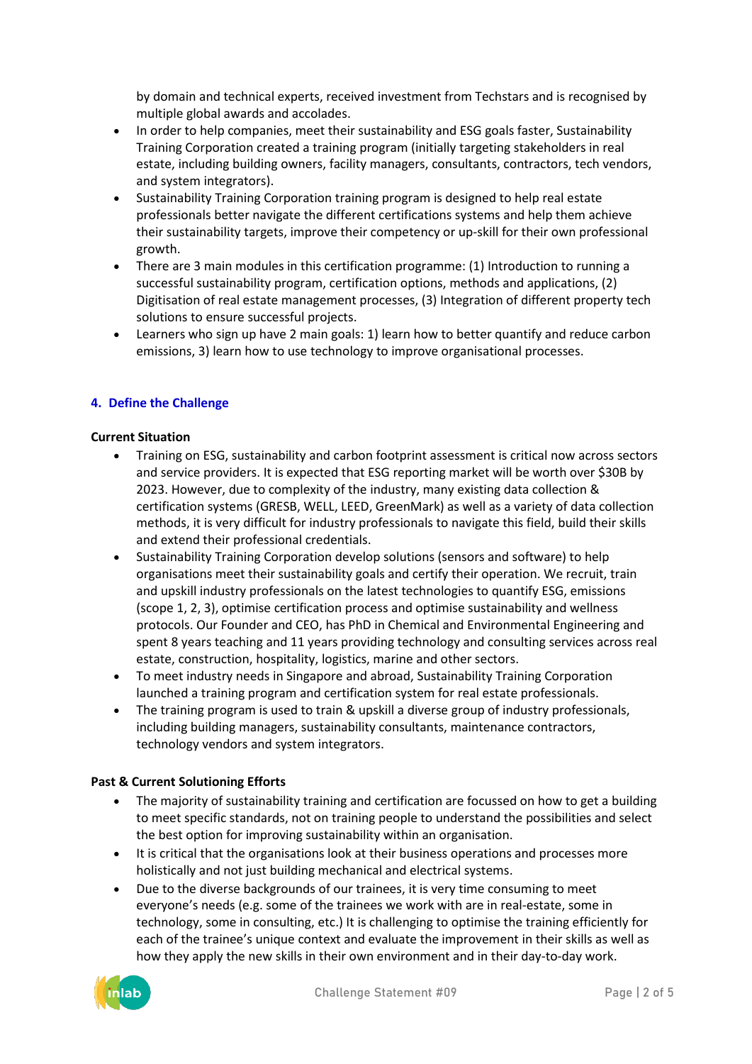by domain and technical experts, received investment from Techstars and is recognised by multiple global awards and accolades.

- In order to help companies, meet their sustainability and ESG goals faster, Sustainability Training Corporation created a training program (initially targeting stakeholders in real estate, including building owners, facility managers, consultants, contractors, tech vendors, and system integrators).
- Sustainability Training Corporation training program is designed to help real estate professionals better navigate the different certifications systems and help them achieve their sustainability targets, improve their competency or up-skill for their own professional growth.
- There are 3 main modules in this certification programme: (1) Introduction to running a successful sustainability program, certification options, methods and applications, (2) Digitisation of real estate management processes, (3) Integration of different property tech solutions to ensure successful projects.
- Learners who sign up have 2 main goals: 1) learn how to better quantify and reduce carbon emissions, 3) learn how to use technology to improve organisational processes.

## 4. Define the Challenge

**Current Situation**

- Training on ESG, sustainability and carbon footprint assessment is critical now across sectors and service providers. It is expected that ESG reporting market will be worth over $30B by 2023. However, due to complexity of the industry, many existing data collection & certification systems (GRESB, WELL, LEED, GreenMark) as well as a variety of data collection methods, it is very difficult for industry professionals to navigate this field, build their skills and extend their professional credentials.
- Sustainability Training Corporation develop solutions (sensors and software) to help organisations meet their sustainability goals and certify their operation. We recruit, train and upskill industry professionals on the latest technologies to quantify ESG, emissions (scope 1, 2, 3), optimise certification process and optimise sustainability and wellness protocols. Our Founder and CEO, has PhD in Chemical and Environmental Engineering and spent 8 years teaching and 11 years providing technology and consulting services across real estate, construction, hospitality, logistics, marine and other sectors.
- To meet industry needs in Singapore and abroad, Sustainability Training Corporation launched a training program and certification system for real estate professionals.
- The training program is used to train & upskill a diverse group of industry professionals, including building managers, sustainability consultants, maintenance contractors, technology vendors and system integrators.

**Past & Current Solutioning Efforts**

- The majority of sustainability training and certification are focussed on how to get a building to meet specific standards, not on training people to understand the possibilities and select the best option for improving sustainability within an organisation.
- It is critical that the organisations look at their business operations and processes more holistically and not just building mechanical and electrical systems.
- Due to the diverse backgrounds of our trainees, it is very time consuming to meet everyone's needs (e.g. some of the trainees we work with are in real-estate, some in technology, some in consulting, etc.) It is challenging to optimise the training efficiently for each of the trainee's unique context and evaluate the improvement in their skills as well as how they apply the new skills in their own environment and in their day-to-day work.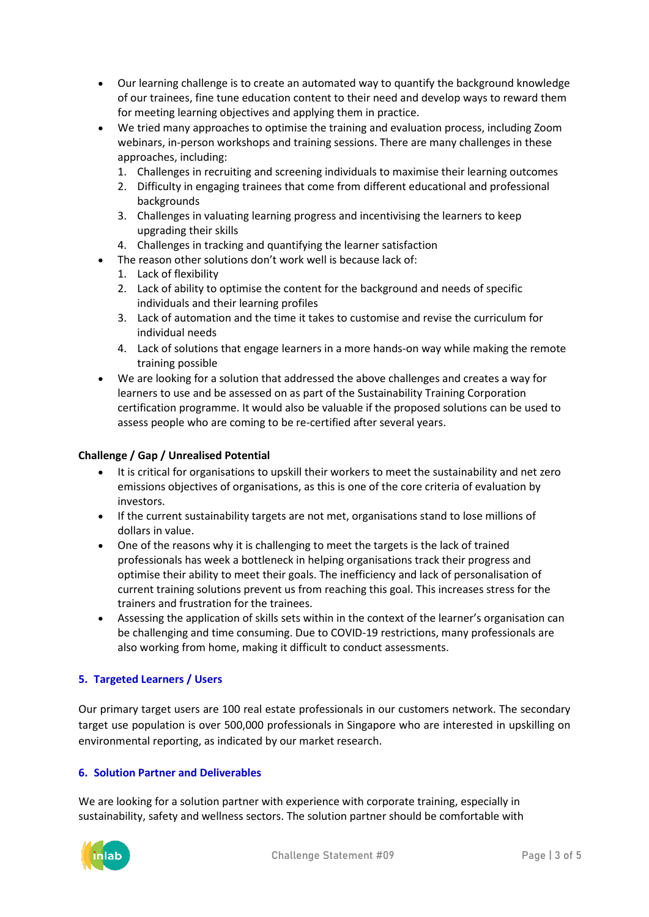- Our learning challenge is to create an automated way to quantify the background knowledge of our trainees, fine tune education content to their need and develop ways to reward them for meeting learning objectives and applying them in practice.
- We tried many approaches to optimise the training and evaluation process, including Zoom webinars, in-person workshops and training sessions. There are many challenges in these approaches, including:
  1. Challenges in recruiting and screening individuals to maximise their learning outcomes
  2. Difficulty in engaging trainees that come from different educational and professional backgrounds
  3. Challenges in valuating learning progress and incentivising the learners to keep upgrading their skills
  4. Challenges in tracking and quantifying the learner satisfaction
- The reason other solutions don't work well is because lack of:
  1. Lack of flexibility
  2. Lack of ability to optimise the content for the background and needs of specific individuals and their learning profiles
  3. Lack of automation and the time it takes to customise and revise the curriculum for individual needs
  4. Lack of solutions that engage learners in a more hands-on way while making the remote training possible
- We are looking for a solution that addressed the above challenges and creates a way for learners to use and be assessed on as part of the Sustainability Training Corporation certification programme. It would also be valuable if the proposed solutions can be used to assess people who are coming to be re-certified after several years.

**Challenge / Gap / Unrealised Potential**

- It is critical for organisations to upskill their workers to meet the sustainability and net zero emissions objectives of organisations, as this is one of the core criteria of evaluation by investors.
- If the current sustainability targets are not met, organisations stand to lose millions of dollars in value.
- One of the reasons why it is challenging to meet the targets is the lack of trained professionals has week a bottleneck in helping organisations track their progress and optimise their ability to meet their goals. The inefficiency and lack of personalisation of current training solutions prevent us from reaching this goal. This increases stress for the trainers and frustration for the trainees.
- Assessing the application of skills sets within in the context of the learner's organisation can be challenging and time consuming. Due to COVID-19 restrictions, many professionals are also working from home, making it difficult to conduct assessments.

## 5. Targeted Learners / Users

Our primary target users are 100 real estate professionals in our customers network. The secondary target use population is over 500,000 professionals in Singapore who are interested in upskilling on environmental reporting, as indicated by our market research.

## 6. Solution Partner and Deliverables

We are looking for a solution partner with experience with corporate training, especially in sustainability, safety and wellness sectors. The solution partner should be comfortable with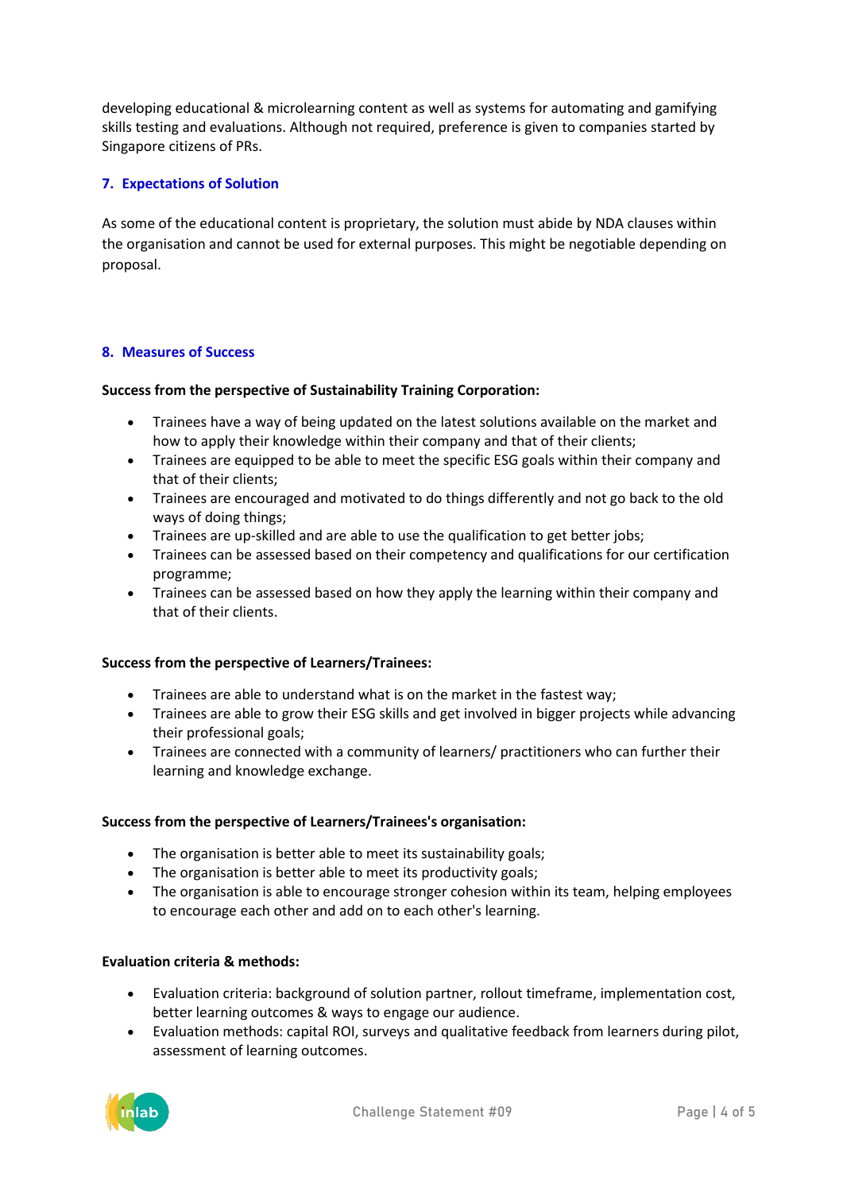developing educational & microlearning content as well as systems for automating and gamifying skills testing and evaluations. Although not required, preference is given to companies started by Singapore citizens of PRs.

## 7. Expectations of Solution

As some of the educational content is proprietary, the solution must abide by NDA clauses within the organisation and cannot be used for external purposes. This might be negotiable depending on proposal.

## 8. Measures of Success

**Success from the perspective of Sustainability Training Corporation:**

- Trainees have a way of being updated on the latest solutions available on the market and how to apply their knowledge within their company and that of their clients;
- Trainees are equipped to be able to meet the specific ESG goals within their company and that of their clients;
- Trainees are encouraged and motivated to do things differently and not go back to the old ways of doing things;
- Trainees are up-skilled and are able to use the qualification to get better jobs;
- Trainees can be assessed based on their competency and qualifications for our certification programme;
- Trainees can be assessed based on how they apply the learning within their company and that of their clients.

**Success from the perspective of Learners/Trainees:**

- Trainees are able to understand what is on the market in the fastest way;
- Trainees are able to grow their ESG skills and get involved in bigger projects while advancing their professional goals;
- Trainees are connected with a community of learners/ practitioners who can further their learning and knowledge exchange.

**Success from the perspective of Learners/Trainees's organisation:**

- The organisation is better able to meet its sustainability goals;
- The organisation is better able to meet its productivity goals;
- The organisation is able to encourage stronger cohesion within its team, helping employees to encourage each other and add on to each other's learning.

**Evaluation criteria & methods:**

- Evaluation criteria: background of solution partner, rollout timeframe, implementation cost, better learning outcomes & ways to engage our audience.
- Evaluation methods: capital ROI, surveys and qualitative feedback from learners during pilot, assessment of learning outcomes.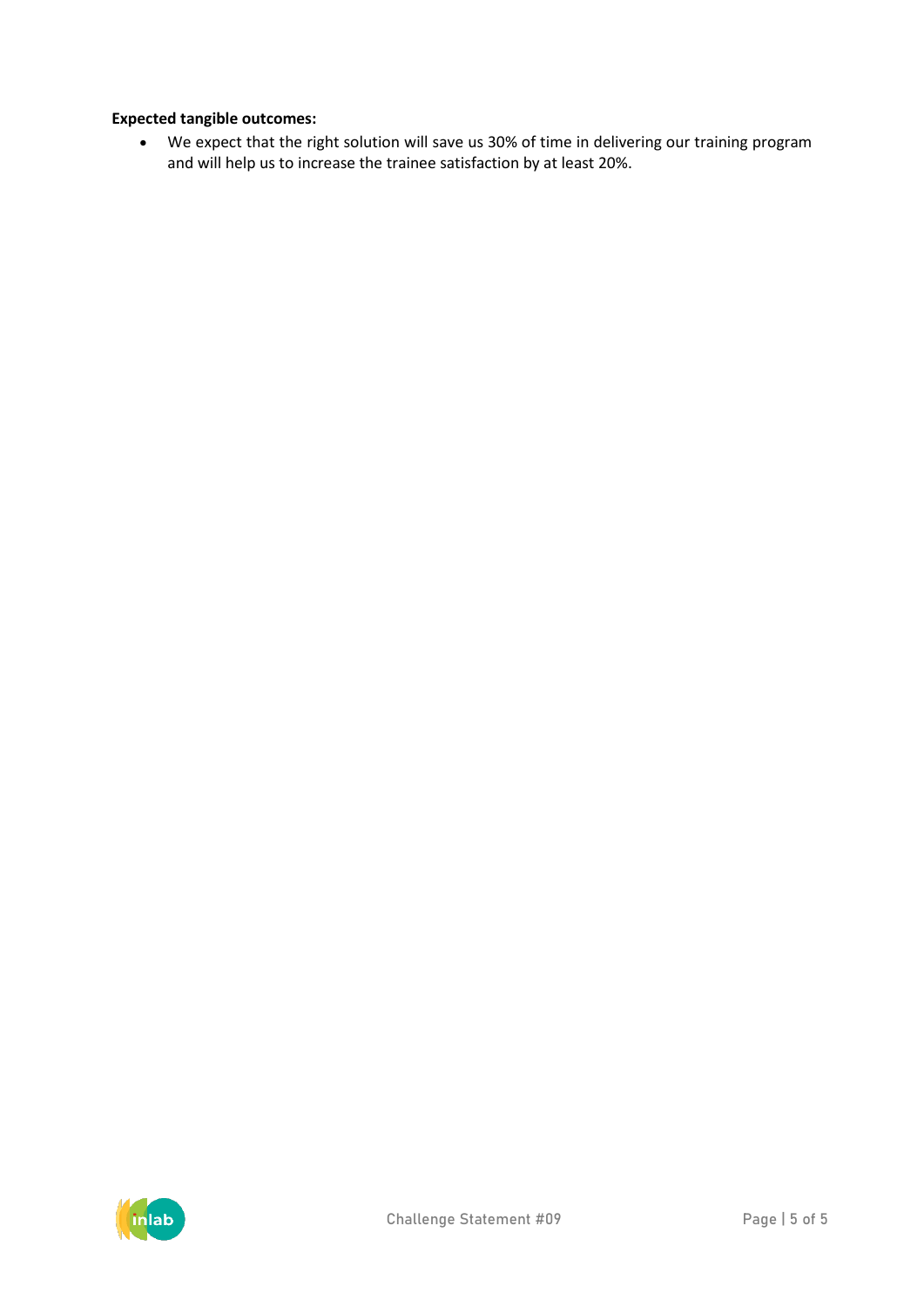**Expected tangible outcomes:**

- We expect that the right solution will save us 30% of time in delivering our training program and will help us to increase the trainee satisfaction by at least 20%.